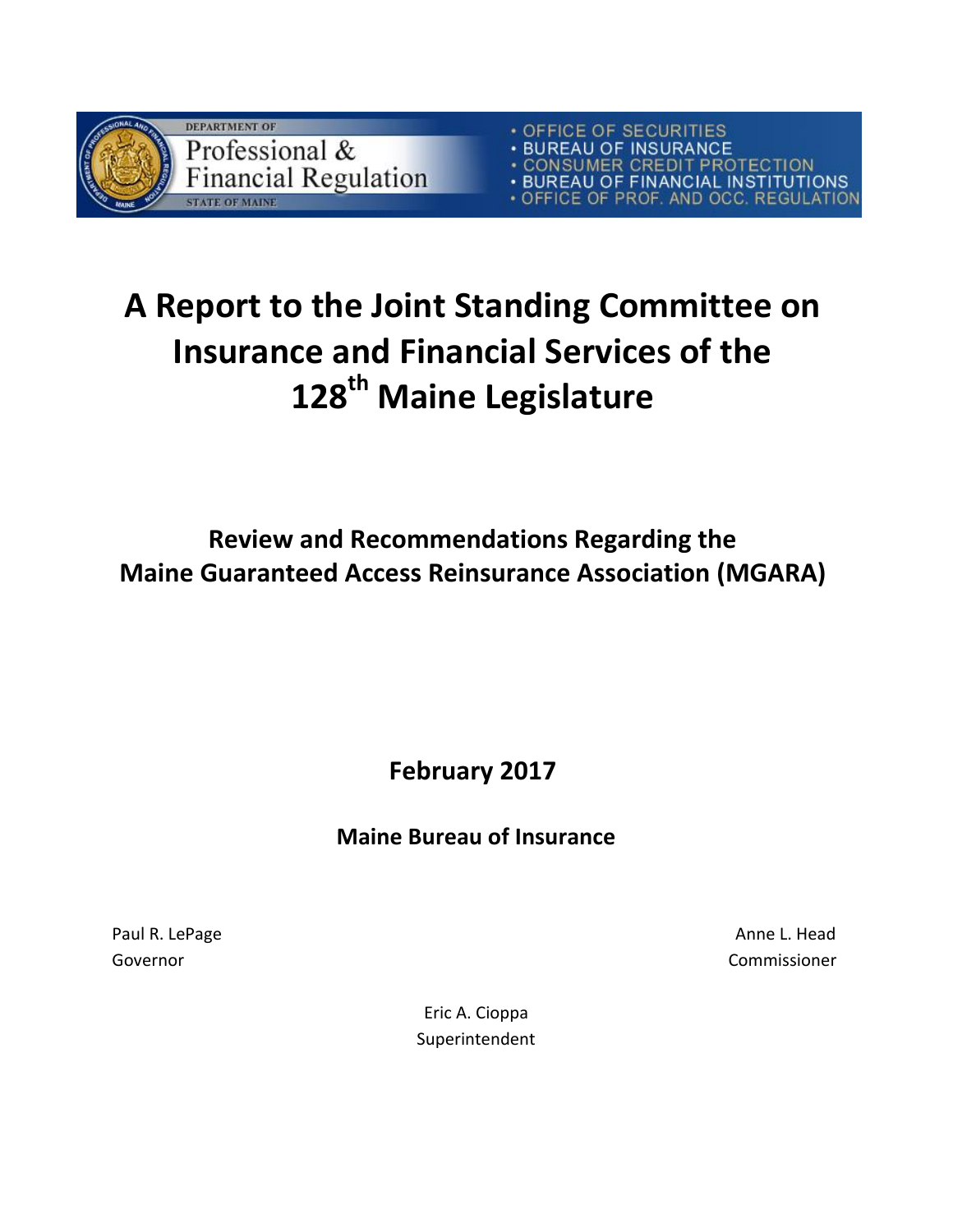DEPARTMENT OF

Professional & Financial Regulation

STATE OF MAINE

- OFFICE OF SECURITIES
- BUREAU OF INSURANCE
- CONSUMER CREDIT PROTECTION
- BUREAU OF FINANCIAL INSTITUTIONS
- OFFICE OF PROF. AND OCC. REGULATION

# A Report to the Joint Standing Committee on Insurance and Financial Services of the 128th Maine Legislature

## Review and Recommendations Regarding the Maine Guaranteed Access Reinsurance Association (MGARA)

**February 2017**

**Maine Bureau of Insurance**

Paul R. LePage
Governor

Anne L. Head
Commissioner

Eric A. Cioppa
Superintendent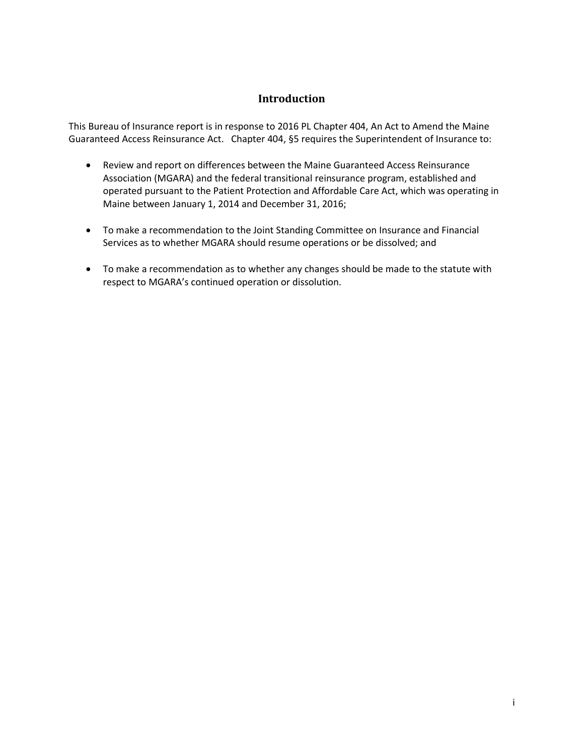# Introduction

This Bureau of Insurance report is in response to 2016 PL Chapter 404, An Act to Amend the Maine Guaranteed Access Reinsurance Act. Chapter 404, §5 requires the Superintendent of Insurance to:

- Review and report on differences between the Maine Guaranteed Access Reinsurance Association (MGARA) and the federal transitional reinsurance program, established and operated pursuant to the Patient Protection and Affordable Care Act, which was operating in Maine between January 1, 2014 and December 31, 2016;

- To make a recommendation to the Joint Standing Committee on Insurance and Financial Services as to whether MGARA should resume operations or be dissolved; and

- To make a recommendation as to whether any changes should be made to the statute with respect to MGARA's continued operation or dissolution.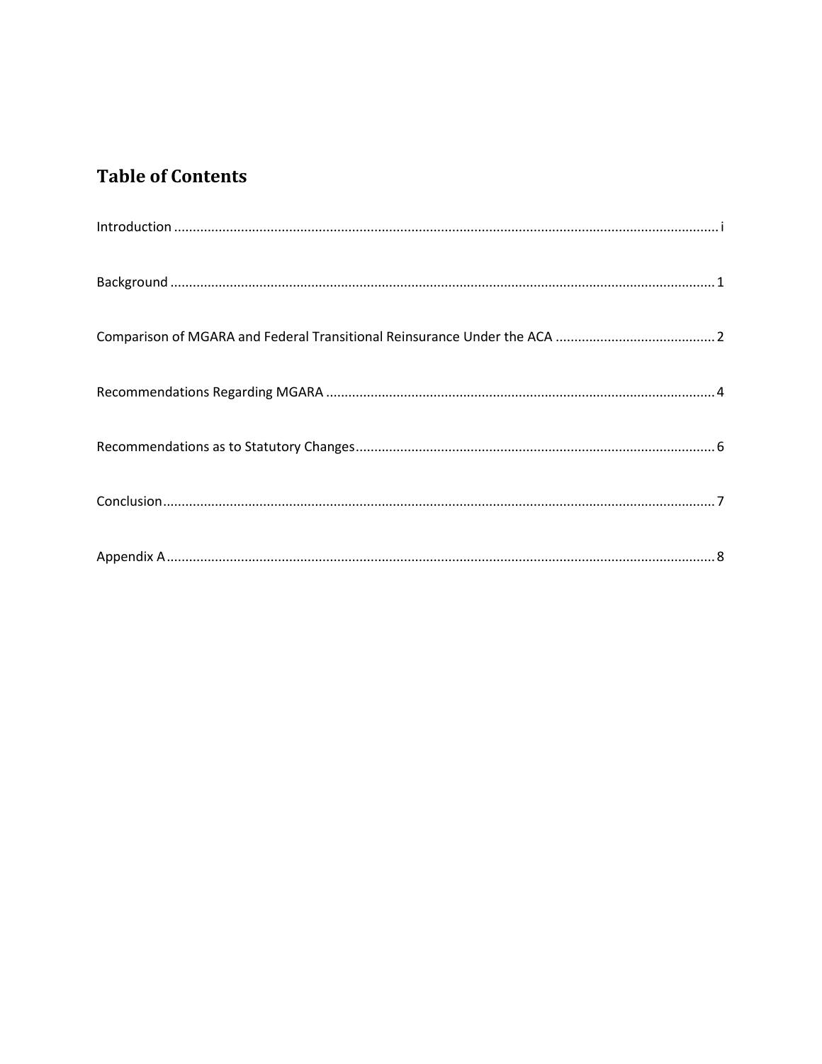# Table of Contents

Introduction ........................................................................................................................................ i

Background ........................................................................................................................................ 1

Comparison of MGARA and Federal Transitional Reinsurance Under the ACA ........................................... 2

Recommendations Regarding MGARA ........................................................................................................ 4

Recommendations as to Statutory Changes ................................................................................................ 6

Conclusion ........................................................................................................................................ 7

Appendix A ........................................................................................................................................ 8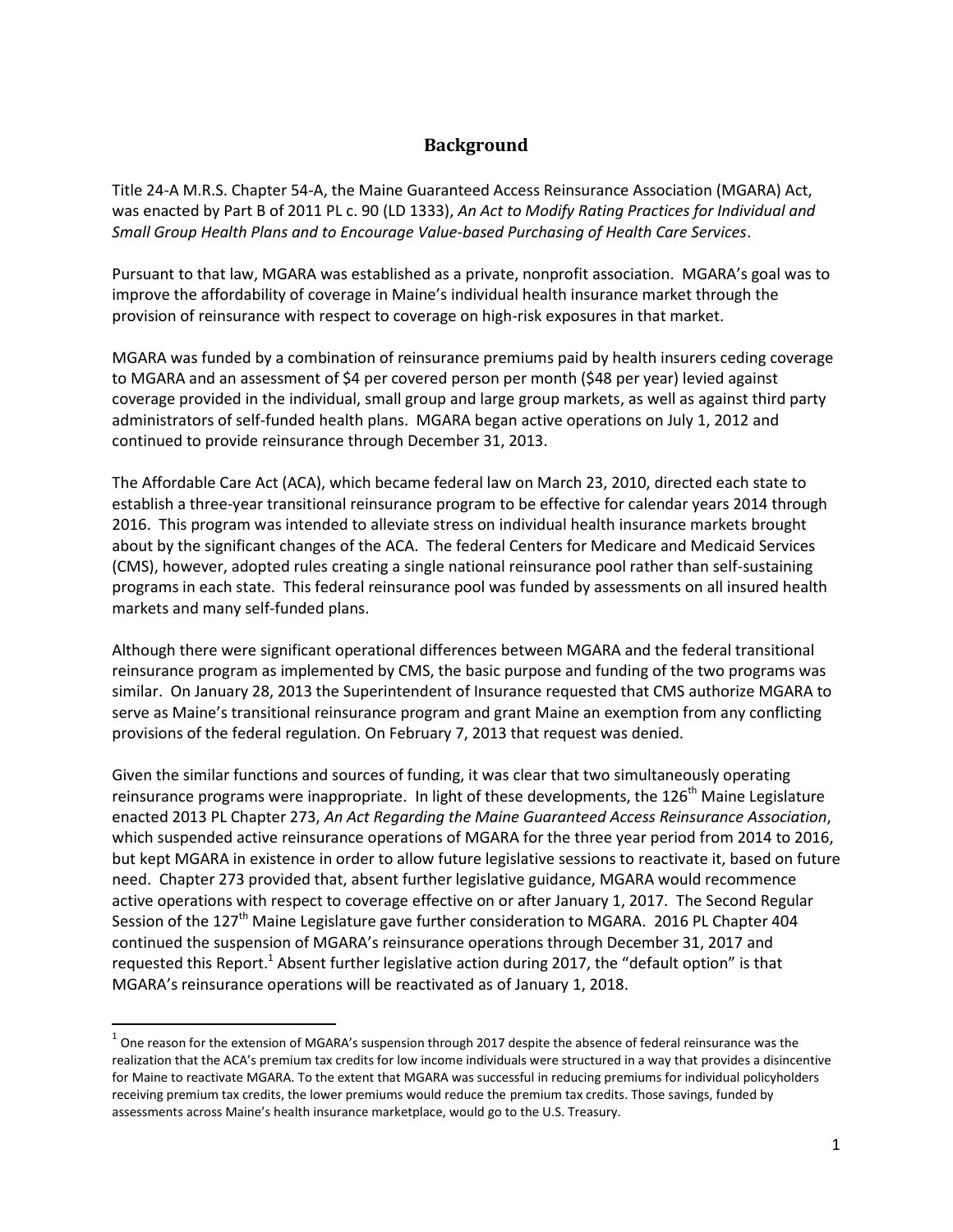## Background

Title 24-A M.R.S. Chapter 54-A, the Maine Guaranteed Access Reinsurance Association (MGARA) Act, was enacted by Part B of 2011 PL c. 90 (LD 1333), *An Act to Modify Rating Practices for Individual and Small Group Health Plans and to Encourage Value-based Purchasing of Health Care Services*.

Pursuant to that law, MGARA was established as a private, nonprofit association. MGARA's goal was to improve the affordability of coverage in Maine's individual health insurance market through the provision of reinsurance with respect to coverage on high-risk exposures in that market.

MGARA was funded by a combination of reinsurance premiums paid by health insurers ceding coverage to MGARA and an assessment of $4 per covered person per month ($48 per year) levied against coverage provided in the individual, small group and large group markets, as well as against third party administrators of self-funded health plans. MGARA began active operations on July 1, 2012 and continued to provide reinsurance through December 31, 2013.

The Affordable Care Act (ACA), which became federal law on March 23, 2010, directed each state to establish a three-year transitional reinsurance program to be effective for calendar years 2014 through 2016. This program was intended to alleviate stress on individual health insurance markets brought about by the significant changes of the ACA. The federal Centers for Medicare and Medicaid Services (CMS), however, adopted rules creating a single national reinsurance pool rather than self-sustaining programs in each state. This federal reinsurance pool was funded by assessments on all insured health markets and many self-funded plans.

Although there were significant operational differences between MGARA and the federal transitional reinsurance program as implemented by CMS, the basic purpose and funding of the two programs was similar. On January 28, 2013 the Superintendent of Insurance requested that CMS authorize MGARA to serve as Maine's transitional reinsurance program and grant Maine an exemption from any conflicting provisions of the federal regulation. On February 7, 2013 that request was denied.

Given the similar functions and sources of funding, it was clear that two simultaneously operating reinsurance programs were inappropriate. In light of these developments, the 126th Maine Legislature enacted 2013 PL Chapter 273, *An Act Regarding the Maine Guaranteed Access Reinsurance Association*, which suspended active reinsurance operations of MGARA for the three year period from 2014 to 2016, but kept MGARA in existence in order to allow future legislative sessions to reactivate it, based on future need. Chapter 273 provided that, absent further legislative guidance, MGARA would recommence active operations with respect to coverage effective on or after January 1, 2017. The Second Regular Session of the 127th Maine Legislature gave further consideration to MGARA. 2016 PL Chapter 404 continued the suspension of MGARA's reinsurance operations through December 31, 2017 and requested this Report.[1] Absent further legislative action during 2017, the "default option" is that MGARA's reinsurance operations will be reactivated as of January 1, 2018.

[1] One reason for the extension of MGARA's suspension through 2017 despite the absence of federal reinsurance was the realization that the ACA's premium tax credits for low income individuals were structured in a way that provides a disincentive for Maine to reactivate MGARA. To the extent that MGARA was successful in reducing premiums for individual policyholders receiving premium tax credits, the lower premiums would reduce the premium tax credits. Those savings, funded by assessments across Maine's health insurance marketplace, would go to the U.S. Treasury.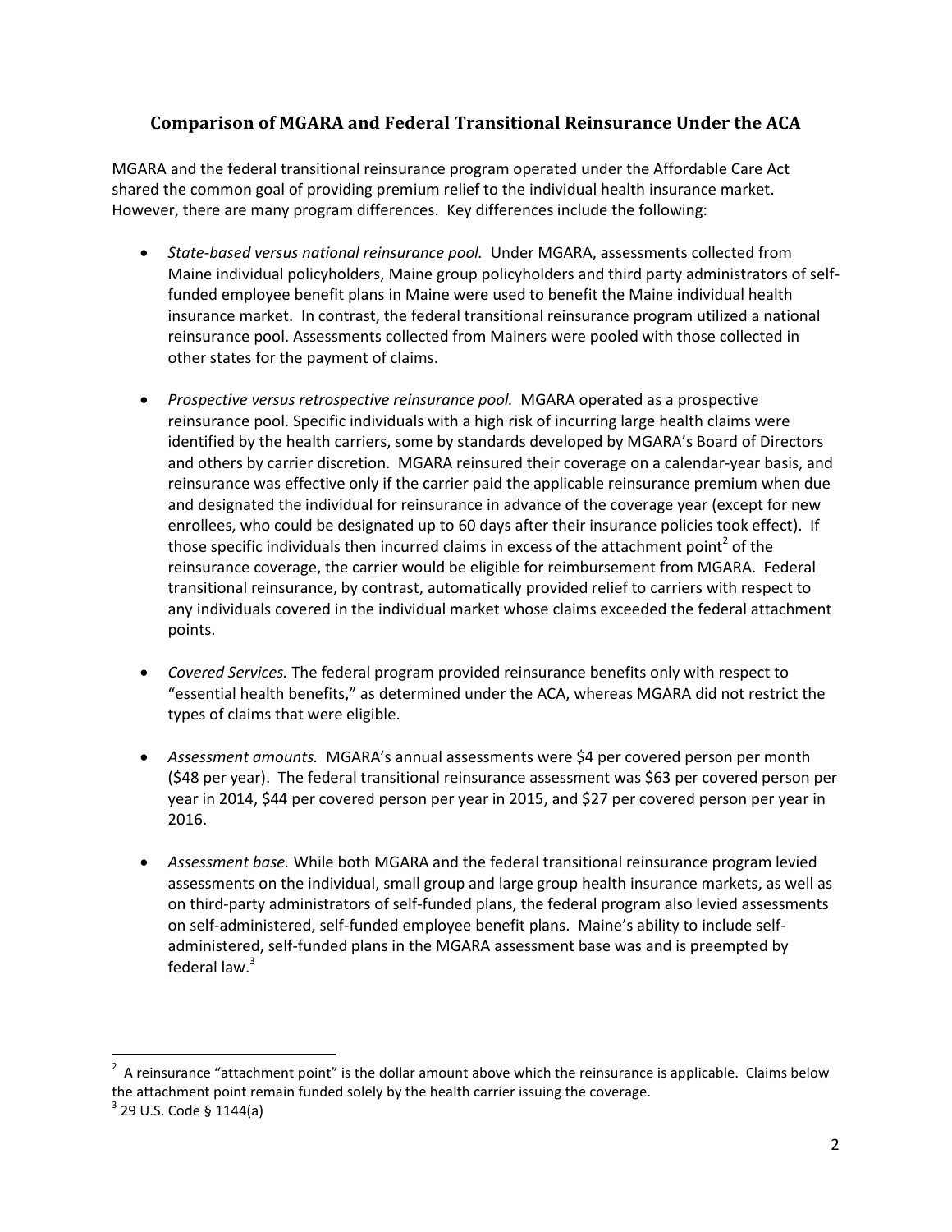## Comparison of MGARA and Federal Transitional Reinsurance Under the ACA

MGARA and the federal transitional reinsurance program operated under the Affordable Care Act shared the common goal of providing premium relief to the individual health insurance market. However, there are many program differences. Key differences include the following:

- *State-based versus national reinsurance pool.* Under MGARA, assessments collected from Maine individual policyholders, Maine group policyholders and third party administrators of self-funded employee benefit plans in Maine were used to benefit the Maine individual health insurance market. In contrast, the federal transitional reinsurance program utilized a national reinsurance pool. Assessments collected from Mainers were pooled with those collected in other states for the payment of claims.

- *Prospective versus retrospective reinsurance pool.* MGARA operated as a prospective reinsurance pool. Specific individuals with a high risk of incurring large health claims were identified by the health carriers, some by standards developed by MGARA's Board of Directors and others by carrier discretion. MGARA reinsured their coverage on a calendar-year basis, and reinsurance was effective only if the carrier paid the applicable reinsurance premium when due and designated the individual for reinsurance in advance of the coverage year (except for new enrollees, who could be designated up to 60 days after their insurance policies took effect). If those specific individuals then incurred claims in excess of the attachment point[2] of the reinsurance coverage, the carrier would be eligible for reimbursement from MGARA. Federal transitional reinsurance, by contrast, automatically provided relief to carriers with respect to any individuals covered in the individual market whose claims exceeded the federal attachment points.

- *Covered Services.* The federal program provided reinsurance benefits only with respect to "essential health benefits," as determined under the ACA, whereas MGARA did not restrict the types of claims that were eligible.

- *Assessment amounts.* MGARA's annual assessments were $4 per covered person per month ($48 per year). The federal transitional reinsurance assessment was $63 per covered person per year in 2014, $44 per covered person per year in 2015, and $27 per covered person per year in 2016.

- *Assessment base.* While both MGARA and the federal transitional reinsurance program levied assessments on the individual, small group and large group health insurance markets, as well as on third-party administrators of self-funded plans, the federal program also levied assessments on self-administered, self-funded employee benefit plans. Maine's ability to include self-administered, self-funded plans in the MGARA assessment base was and is preempted by federal law.[3]

---

[2] A reinsurance "attachment point" is the dollar amount above which the reinsurance is applicable. Claims below the attachment point remain funded solely by the health carrier issuing the coverage.

[3] 29 U.S. Code § 1144(a)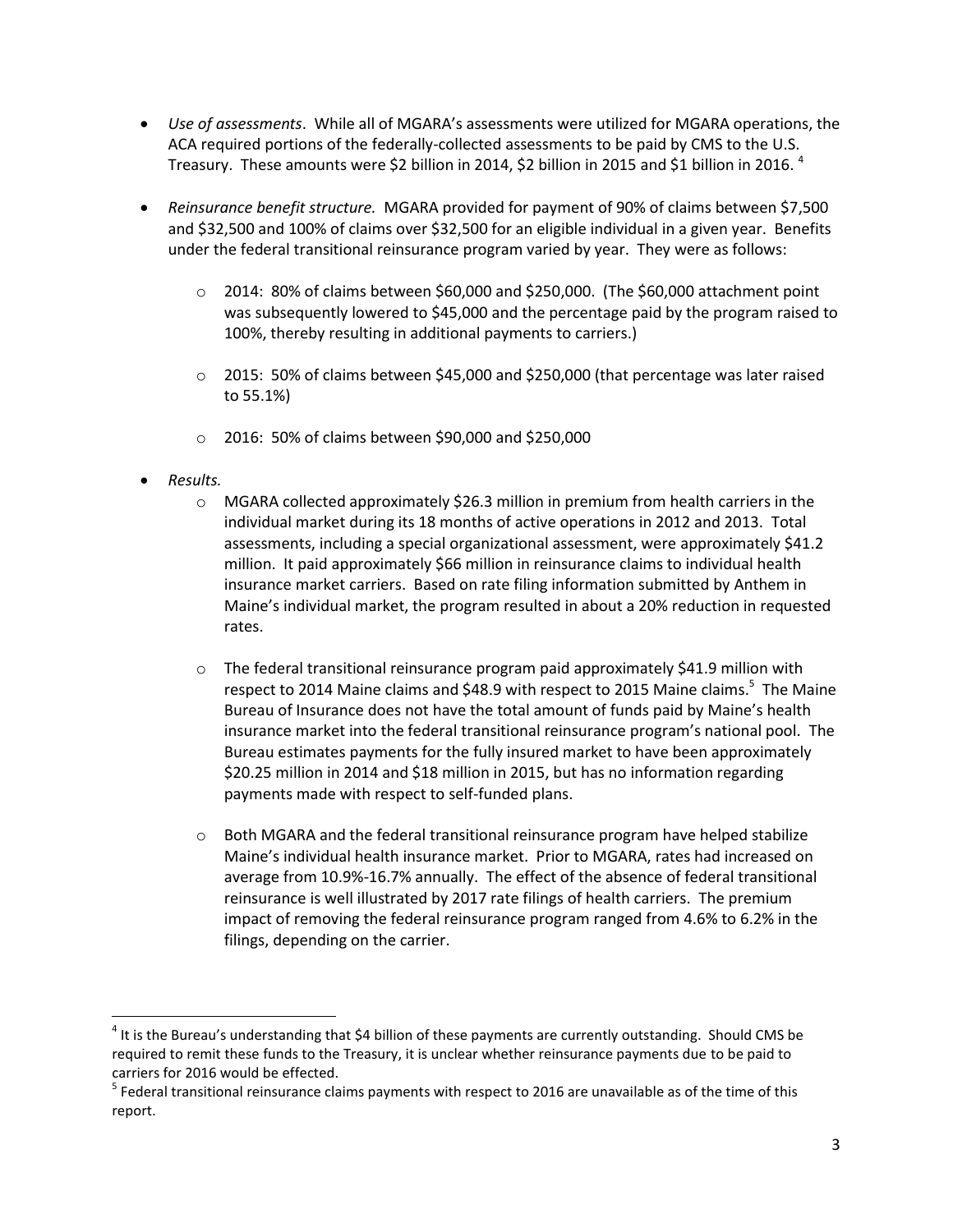- *Use of assessments*. While all of MGARA's assessments were utilized for MGARA operations, the ACA required portions of the federally-collected assessments to be paid by CMS to the U.S. Treasury. These amounts were $2 billion in 2014, $2 billion in 2015 and $1 billion in 2016. [4]

- *Reinsurance benefit structure.* MGARA provided for payment of 90% of claims between $7,500 and $32,500 and 100% of claims over $32,500 for an eligible individual in a given year. Benefits under the federal transitional reinsurance program varied by year. They were as follows:

    - 2014: 80% of claims between $60,000 and $250,000. (The $60,000 attachment point was subsequently lowered to $45,000 and the percentage paid by the program raised to 100%, thereby resulting in additional payments to carriers.)

    - 2015: 50% of claims between $45,000 and $250,000 (that percentage was later raised to 55.1%)

    - 2016: 50% of claims between $90,000 and $250,000

- *Results.*
    - MGARA collected approximately $26.3 million in premium from health carriers in the individual market during its 18 months of active operations in 2012 and 2013. Total assessments, including a special organizational assessment, were approximately $41.2 million. It paid approximately $66 million in reinsurance claims to individual health insurance market carriers. Based on rate filing information submitted by Anthem in Maine's individual market, the program resulted in about a 20% reduction in requested rates.

    - The federal transitional reinsurance program paid approximately $41.9 million with respect to 2014 Maine claims and $48.9 with respect to 2015 Maine claims.[5] The Maine Bureau of Insurance does not have the total amount of funds paid by Maine's health insurance market into the federal transitional reinsurance program's national pool. The Bureau estimates payments for the fully insured market to have been approximately $20.25 million in 2014 and $18 million in 2015, but has no information regarding payments made with respect to self-funded plans.

    - Both MGARA and the federal transitional reinsurance program have helped stabilize Maine's individual health insurance market. Prior to MGARA, rates had increased on average from 10.9%-16.7% annually. The effect of the absence of federal transitional reinsurance is well illustrated by 2017 rate filings of health carriers. The premium impact of removing the federal reinsurance program ranged from 4.6% to 6.2% in the filings, depending on the carrier.

---

[4] It is the Bureau's understanding that $4 billion of these payments are currently outstanding. Should CMS be required to remit these funds to the Treasury, it is unclear whether reinsurance payments due to be paid to carriers for 2016 would be effected.

[5] Federal transitional reinsurance claims payments with respect to 2016 are unavailable as of the time of this report.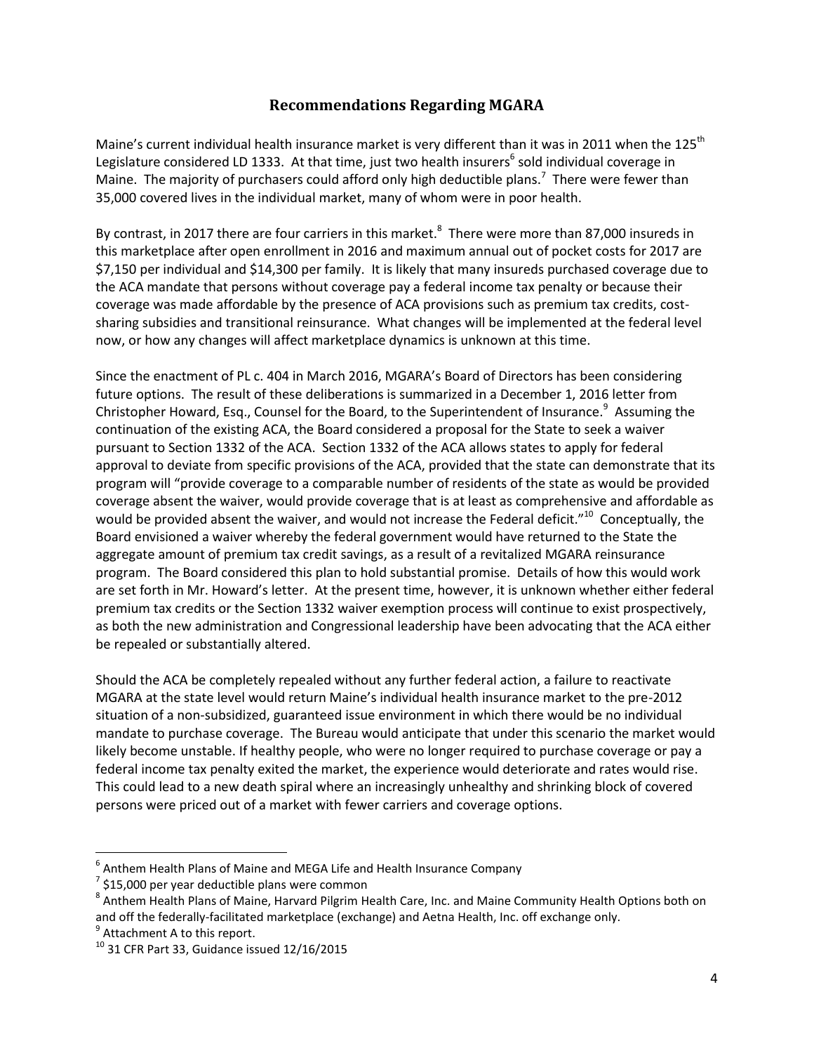## Recommendations Regarding MGARA

Maine's current individual health insurance market is very different than it was in 2011 when the 125th Legislature considered LD 1333. At that time, just two health insurers[6] sold individual coverage in Maine. The majority of purchasers could afford only high deductible plans.[7] There were fewer than 35,000 covered lives in the individual market, many of whom were in poor health.

By contrast, in 2017 there are four carriers in this market.[8] There were more than 87,000 insureds in this marketplace after open enrollment in 2016 and maximum annual out of pocket costs for 2017 are $7,150 per individual and $14,300 per family. It is likely that many insureds purchased coverage due to the ACA mandate that persons without coverage pay a federal income tax penalty or because their coverage was made affordable by the presence of ACA provisions such as premium tax credits, cost-sharing subsidies and transitional reinsurance. What changes will be implemented at the federal level now, or how any changes will affect marketplace dynamics is unknown at this time.

Since the enactment of PL c. 404 in March 2016, MGARA's Board of Directors has been considering future options. The result of these deliberations is summarized in a December 1, 2016 letter from Christopher Howard, Esq., Counsel for the Board, to the Superintendent of Insurance.[9] Assuming the continuation of the existing ACA, the Board considered a proposal for the State to seek a waiver pursuant to Section 1332 of the ACA. Section 1332 of the ACA allows states to apply for federal approval to deviate from specific provisions of the ACA, provided that the state can demonstrate that its program will "provide coverage to a comparable number of residents of the state as would be provided coverage absent the waiver, would provide coverage that is at least as comprehensive and affordable as would be provided absent the waiver, and would not increase the Federal deficit."[10] Conceptually, the Board envisioned a waiver whereby the federal government would have returned to the State the aggregate amount of premium tax credit savings, as a result of a revitalized MGARA reinsurance program. The Board considered this plan to hold substantial promise. Details of how this would work are set forth in Mr. Howard's letter. At the present time, however, it is unknown whether either federal premium tax credits or the Section 1332 waiver exemption process will continue to exist prospectively, as both the new administration and Congressional leadership have been advocating that the ACA either be repealed or substantially altered.

Should the ACA be completely repealed without any further federal action, a failure to reactivate MGARA at the state level would return Maine's individual health insurance market to the pre-2012 situation of a non-subsidized, guaranteed issue environment in which there would be no individual mandate to purchase coverage. The Bureau would anticipate that under this scenario the market would likely become unstable. If healthy people, who were no longer required to purchase coverage or pay a federal income tax penalty exited the market, the experience would deteriorate and rates would rise. This could lead to a new death spiral where an increasingly unhealthy and shrinking block of covered persons were priced out of a market with fewer carriers and coverage options.

---

[6] Anthem Health Plans of Maine and MEGA Life and Health Insurance Company

[7] $15,000 per year deductible plans were common

[8] Anthem Health Plans of Maine, Harvard Pilgrim Health Care, Inc. and Maine Community Health Options both on and off the federally-facilitated marketplace (exchange) and Aetna Health, Inc. off exchange only.

[9] Attachment A to this report.

[10] 31 CFR Part 33, Guidance issued 12/16/2015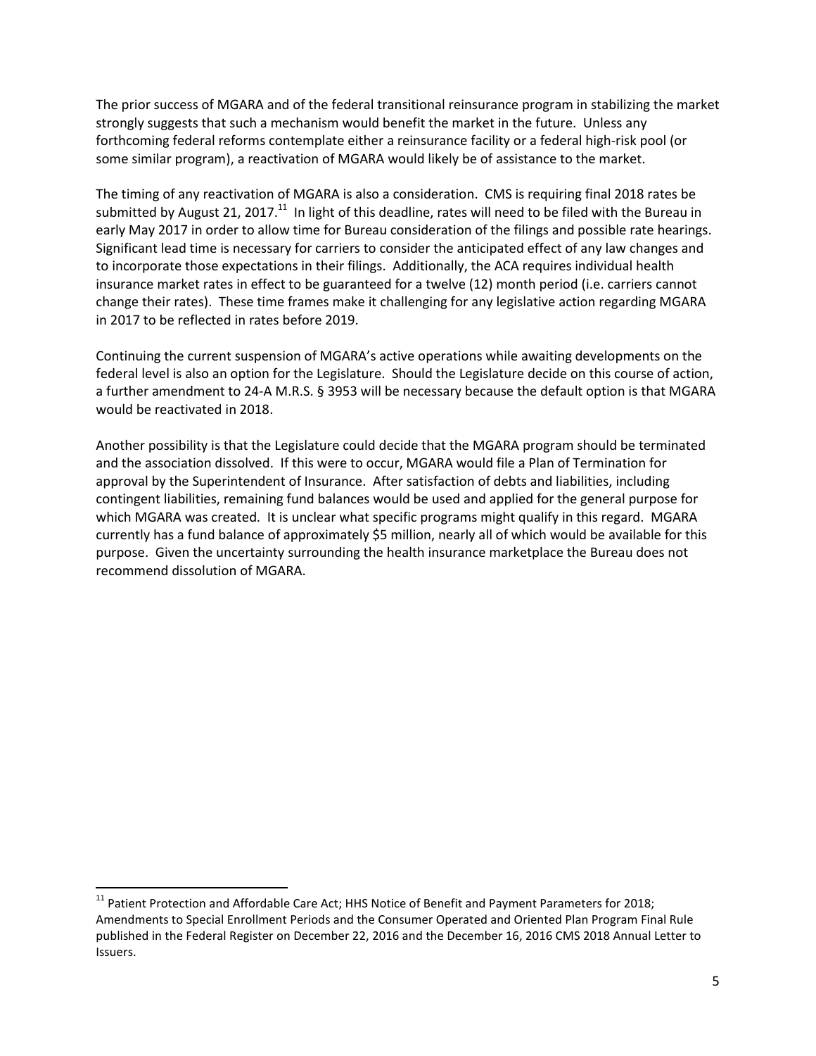The prior success of MGARA and of the federal transitional reinsurance program in stabilizing the market strongly suggests that such a mechanism would benefit the market in the future. Unless any forthcoming federal reforms contemplate either a reinsurance facility or a federal high-risk pool (or some similar program), a reactivation of MGARA would likely be of assistance to the market.

The timing of any reactivation of MGARA is also a consideration. CMS is requiring final 2018 rates be submitted by August 21, 2017.[11] In light of this deadline, rates will need to be filed with the Bureau in early May 2017 in order to allow time for Bureau consideration of the filings and possible rate hearings. Significant lead time is necessary for carriers to consider the anticipated effect of any law changes and to incorporate those expectations in their filings. Additionally, the ACA requires individual health insurance market rates in effect to be guaranteed for a twelve (12) month period (i.e. carriers cannot change their rates). These time frames make it challenging for any legislative action regarding MGARA in 2017 to be reflected in rates before 2019.

Continuing the current suspension of MGARA's active operations while awaiting developments on the federal level is also an option for the Legislature. Should the Legislature decide on this course of action, a further amendment to 24-A M.R.S. § 3953 will be necessary because the default option is that MGARA would be reactivated in 2018.

Another possibility is that the Legislature could decide that the MGARA program should be terminated and the association dissolved. If this were to occur, MGARA would file a Plan of Termination for approval by the Superintendent of Insurance. After satisfaction of debts and liabilities, including contingent liabilities, remaining fund balances would be used and applied for the general purpose for which MGARA was created. It is unclear what specific programs might qualify in this regard. MGARA currently has a fund balance of approximately $5 million, nearly all of which would be available for this purpose. Given the uncertainty surrounding the health insurance marketplace the Bureau does not recommend dissolution of MGARA.

---

[11] Patient Protection and Affordable Care Act; HHS Notice of Benefit and Payment Parameters for 2018; Amendments to Special Enrollment Periods and the Consumer Operated and Oriented Plan Program Final Rule published in the Federal Register on December 22, 2016 and the December 16, 2016 CMS 2018 Annual Letter to Issuers.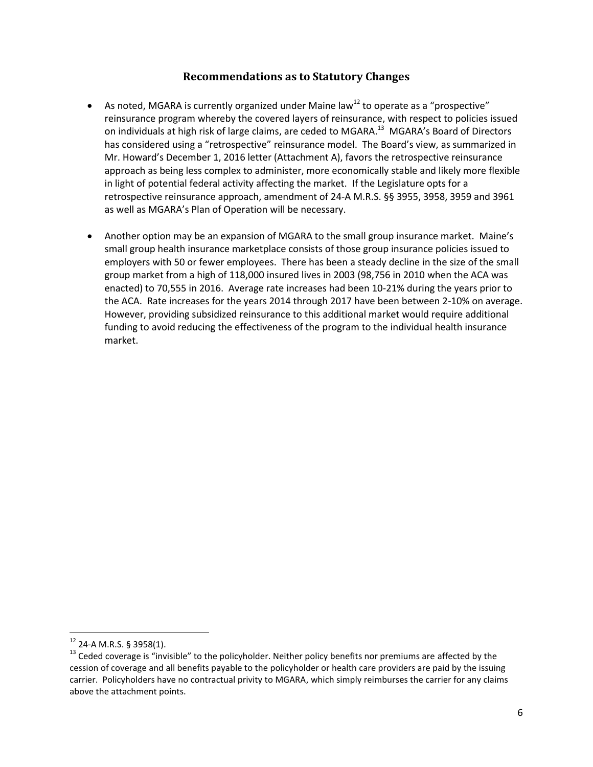## Recommendations as to Statutory Changes

- As noted, MGARA is currently organized under Maine law[12] to operate as a "prospective" reinsurance program whereby the covered layers of reinsurance, with respect to policies issued on individuals at high risk of large claims, are ceded to MGARA.[13] MGARA's Board of Directors has considered using a "retrospective" reinsurance model. The Board's view, as summarized in Mr. Howard's December 1, 2016 letter (Attachment A), favors the retrospective reinsurance approach as being less complex to administer, more economically stable and likely more flexible in light of potential federal activity affecting the market. If the Legislature opts for a retrospective reinsurance approach, amendment of 24-A M.R.S. §§ 3955, 3958, 3959 and 3961 as well as MGARA's Plan of Operation will be necessary.

- Another option may be an expansion of MGARA to the small group insurance market. Maine's small group health insurance marketplace consists of those group insurance policies issued to employers with 50 or fewer employees. There has been a steady decline in the size of the small group market from a high of 118,000 insured lives in 2003 (98,756 in 2010 when the ACA was enacted) to 70,555 in 2016. Average rate increases had been 10-21% during the years prior to the ACA. Rate increases for the years 2014 through 2017 have been between 2-10% on average. However, providing subsidized reinsurance to this additional market would require additional funding to avoid reducing the effectiveness of the program to the individual health insurance market.

---

[12] 24-A M.R.S. § 3958(1).

[13] Ceded coverage is "invisible" to the policyholder. Neither policy benefits nor premiums are affected by the cession of coverage and all benefits payable to the policyholder or health care providers are paid by the issuing carrier. Policyholders have no contractual privity to MGARA, which simply reimburses the carrier for any claims above the attachment points.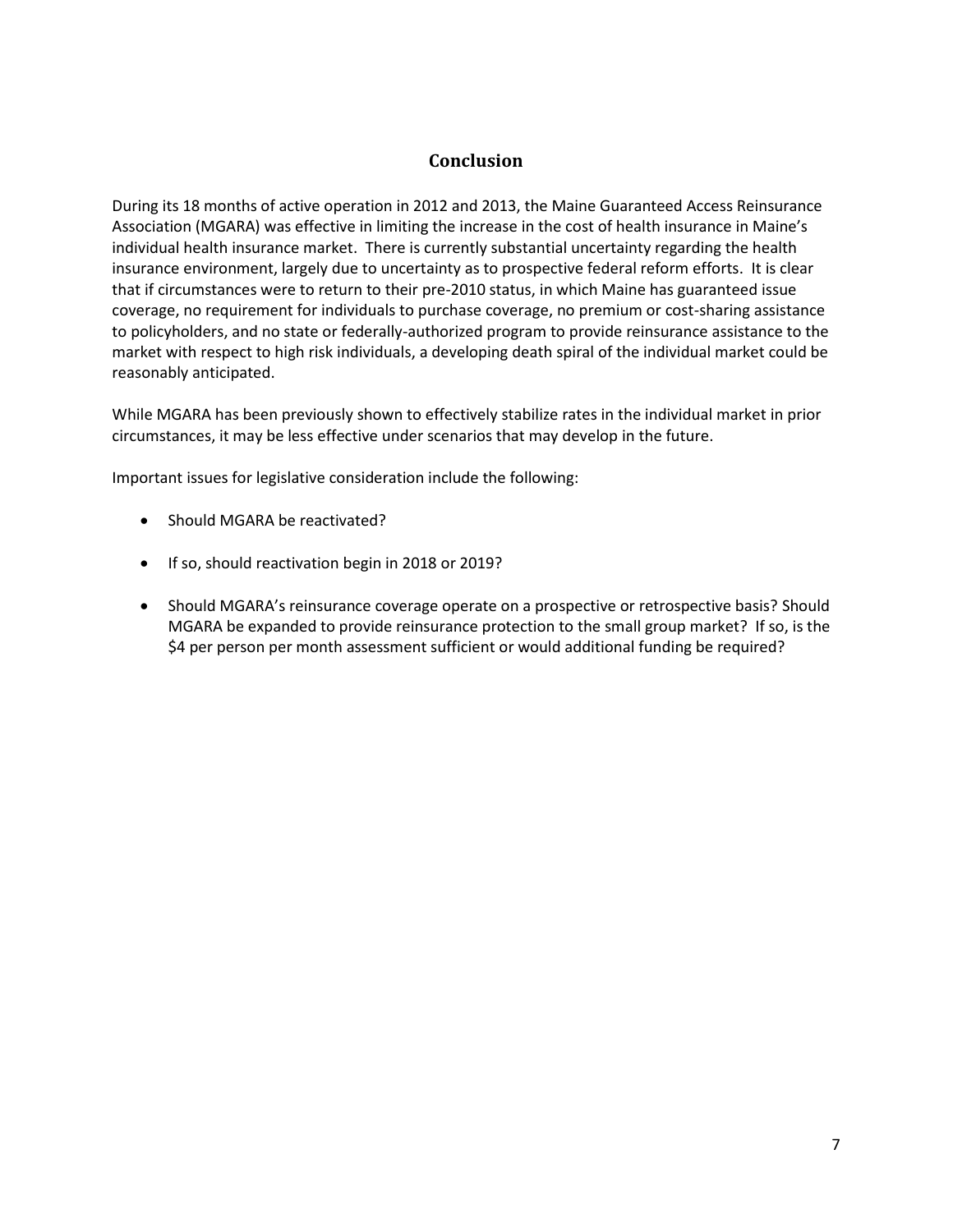## Conclusion

During its 18 months of active operation in 2012 and 2013, the Maine Guaranteed Access Reinsurance Association (MGARA) was effective in limiting the increase in the cost of health insurance in Maine's individual health insurance market. There is currently substantial uncertainty regarding the health insurance environment, largely due to uncertainty as to prospective federal reform efforts. It is clear that if circumstances were to return to their pre-2010 status, in which Maine has guaranteed issue coverage, no requirement for individuals to purchase coverage, no premium or cost-sharing assistance to policyholders, and no state or federally-authorized program to provide reinsurance assistance to the market with respect to high risk individuals, a developing death spiral of the individual market could be reasonably anticipated.

While MGARA has been previously shown to effectively stabilize rates in the individual market in prior circumstances, it may be less effective under scenarios that may develop in the future.

Important issues for legislative consideration include the following:

- Should MGARA be reactivated?
- If so, should reactivation begin in 2018 or 2019?
- Should MGARA's reinsurance coverage operate on a prospective or retrospective basis? Should MGARA be expanded to provide reinsurance protection to the small group market? If so, is the $4 per person per month assessment sufficient or would additional funding be required?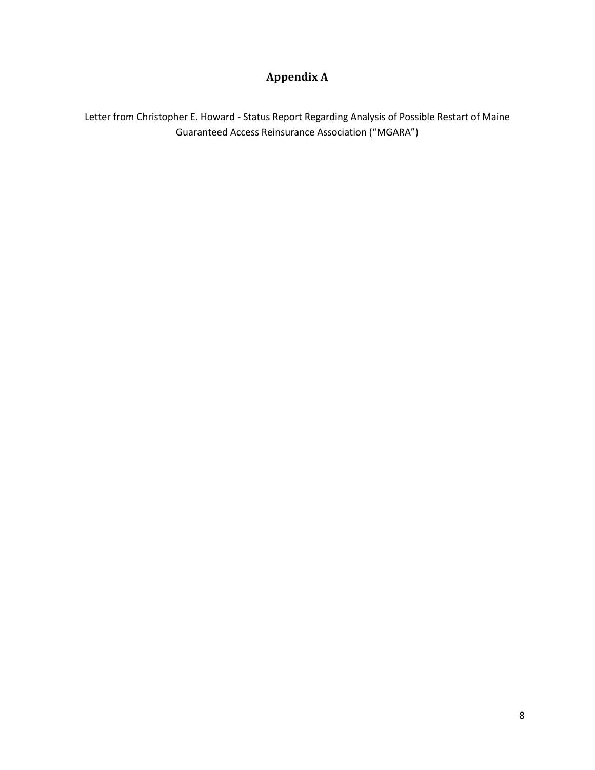# Appendix A

Letter from Christopher E. Howard - Status Report Regarding Analysis of Possible Restart of Maine Guaranteed Access Reinsurance Association (“MGARA”)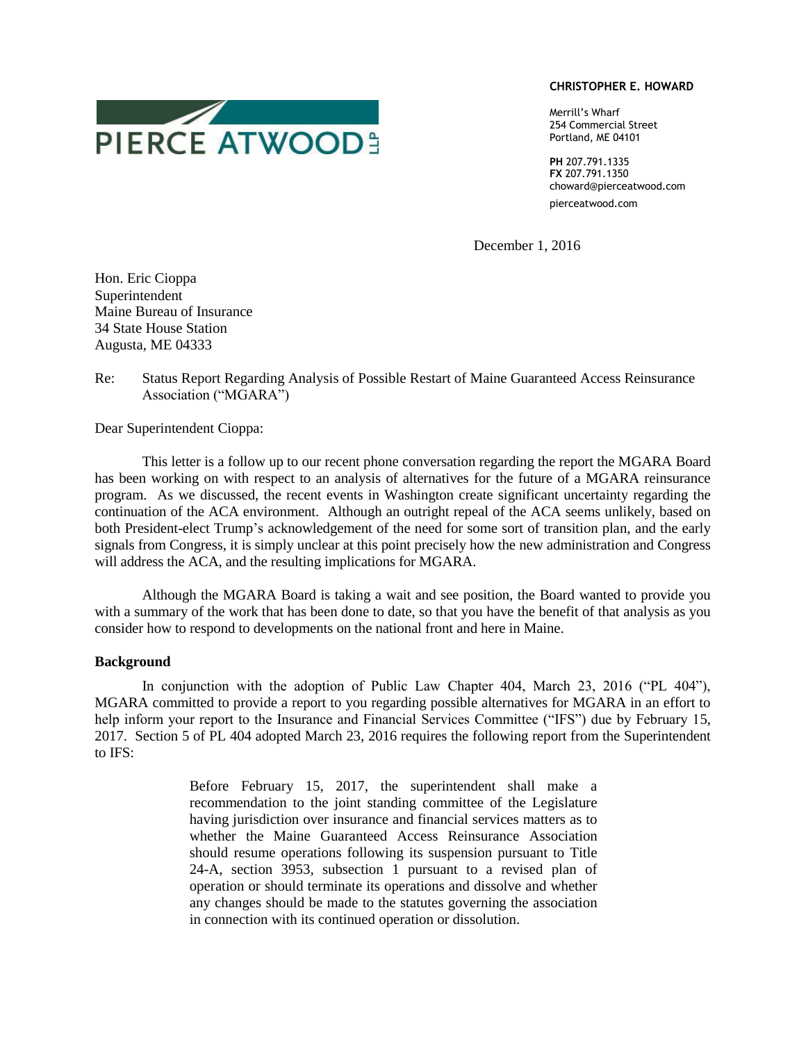PIERCE ATWOOD LLP

**CHRISTOPHER E. HOWARD**

Merrill's Wharf
254 Commercial Street
Portland, ME 04101

**PH** 207.791.1335
**FX** 207.791.1350
choward@pierceatwood.com

pierceatwood.com

December 1, 2016

Hon. Eric Cioppa
Superintendent
Maine Bureau of Insurance
34 State House Station
Augusta, ME 04333

Re: Status Report Regarding Analysis of Possible Restart of Maine Guaranteed Access Reinsurance Association ("MGARA")

Dear Superintendent Cioppa:

This letter is a follow up to our recent phone conversation regarding the report the MGARA Board has been working on with respect to an analysis of alternatives for the future of a MGARA reinsurance program. As we discussed, the recent events in Washington create significant uncertainty regarding the continuation of the ACA environment. Although an outright repeal of the ACA seems unlikely, based on both President-elect Trump's acknowledgement of the need for some sort of transition plan, and the early signals from Congress, it is simply unclear at this point precisely how the new administration and Congress will address the ACA, and the resulting implications for MGARA.

Although the MGARA Board is taking a wait and see position, the Board wanted to provide you with a summary of the work that has been done to date, so that you have the benefit of that analysis as you consider how to respond to developments on the national front and here in Maine.

**Background**

In conjunction with the adoption of Public Law Chapter 404, March 23, 2016 ("PL 404"), MGARA committed to provide a report to you regarding possible alternatives for MGARA in an effort to help inform your report to the Insurance and Financial Services Committee ("IFS") due by February 15, 2017. Section 5 of PL 404 adopted March 23, 2016 requires the following report from the Superintendent to IFS:

> Before February 15, 2017, the superintendent shall make a recommendation to the joint standing committee of the Legislature having jurisdiction over insurance and financial services matters as to whether the Maine Guaranteed Access Reinsurance Association should resume operations following its suspension pursuant to Title 24-A, section 3953, subsection 1 pursuant to a revised plan of operation or should terminate its operations and dissolve and whether any changes should be made to the statutes governing the association in connection with its continued operation or dissolution.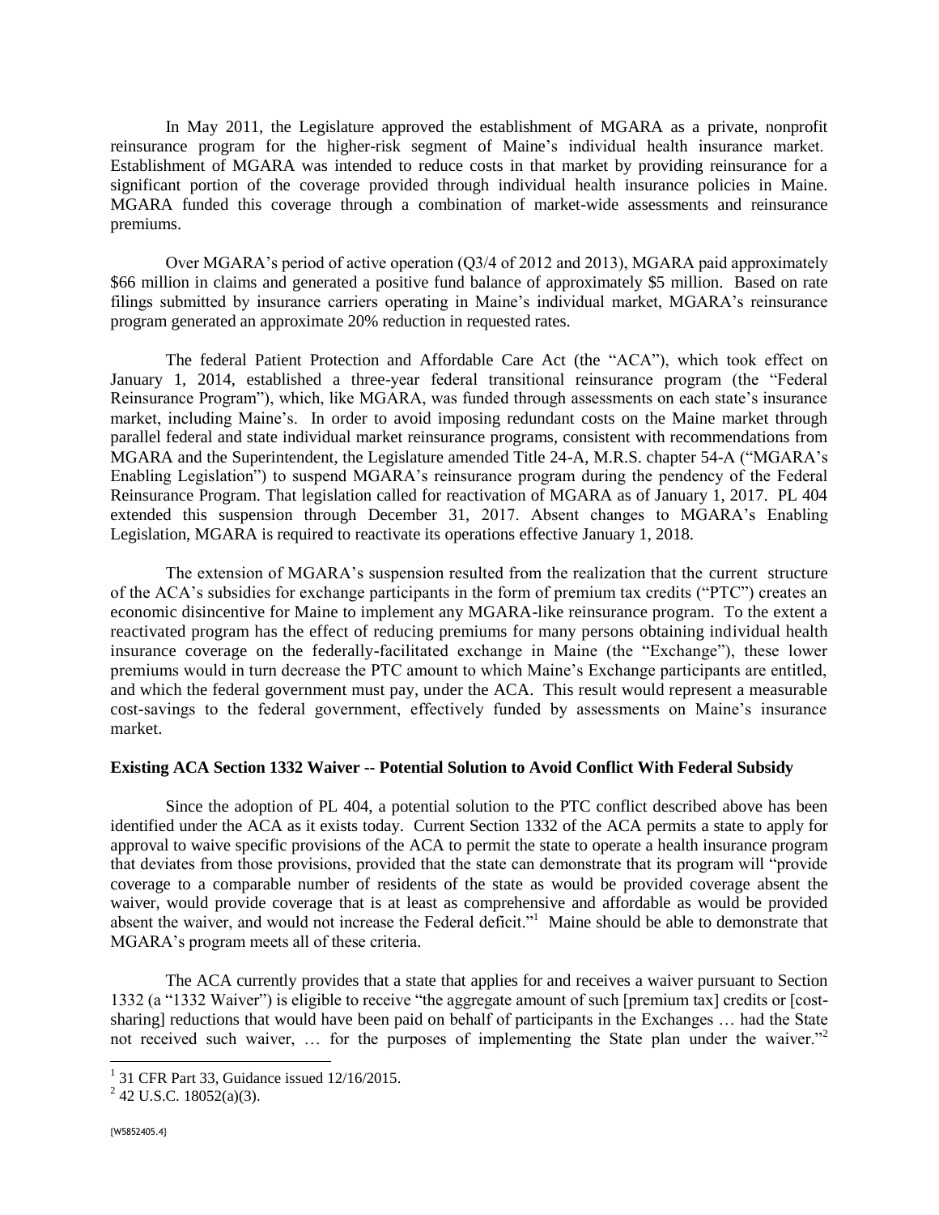In May 2011, the Legislature approved the establishment of MGARA as a private, nonprofit reinsurance program for the higher-risk segment of Maine's individual health insurance market. Establishment of MGARA was intended to reduce costs in that market by providing reinsurance for a significant portion of the coverage provided through individual health insurance policies in Maine. MGARA funded this coverage through a combination of market-wide assessments and reinsurance premiums.

Over MGARA's period of active operation (Q3/4 of 2012 and 2013), MGARA paid approximately \$66 million in claims and generated a positive fund balance of approximately \$5 million. Based on rate filings submitted by insurance carriers operating in Maine's individual market, MGARA's reinsurance program generated an approximate 20% reduction in requested rates.

The federal Patient Protection and Affordable Care Act (the "ACA"), which took effect on January 1, 2014, established a three-year federal transitional reinsurance program (the "Federal Reinsurance Program"), which, like MGARA, was funded through assessments on each state's insurance market, including Maine's. In order to avoid imposing redundant costs on the Maine market through parallel federal and state individual market reinsurance programs, consistent with recommendations from MGARA and the Superintendent, the Legislature amended Title 24-A, M.R.S. chapter 54-A ("MGARA's Enabling Legislation") to suspend MGARA's reinsurance program during the pendency of the Federal Reinsurance Program. That legislation called for reactivation of MGARA as of January 1, 2017. PL 404 extended this suspension through December 31, 2017. Absent changes to MGARA's Enabling Legislation, MGARA is required to reactivate its operations effective January 1, 2018.

The extension of MGARA's suspension resulted from the realization that the current structure of the ACA's subsidies for exchange participants in the form of premium tax credits ("PTC") creates an economic disincentive for Maine to implement any MGARA-like reinsurance program. To the extent a reactivated program has the effect of reducing premiums for many persons obtaining individual health insurance coverage on the federally-facilitated exchange in Maine (the "Exchange"), these lower premiums would in turn decrease the PTC amount to which Maine's Exchange participants are entitled, and which the federal government must pay, under the ACA. This result would represent a measurable cost-savings to the federal government, effectively funded by assessments on Maine's insurance market.

**Existing ACA Section 1332 Waiver -- Potential Solution to Avoid Conflict With Federal Subsidy**

Since the adoption of PL 404, a potential solution to the PTC conflict described above has been identified under the ACA as it exists today. Current Section 1332 of the ACA permits a state to apply for approval to waive specific provisions of the ACA to permit the state to operate a health insurance program that deviates from those provisions, provided that the state can demonstrate that its program will "provide coverage to a comparable number of residents of the state as would be provided coverage absent the waiver, would provide coverage that is at least as comprehensive and affordable as would be provided absent the waiver, and would not increase the Federal deficit."[1] Maine should be able to demonstrate that MGARA's program meets all of these criteria.

The ACA currently provides that a state that applies for and receives a waiver pursuant to Section 1332 (a "1332 Waiver") is eligible to receive "the aggregate amount of such [premium tax] credits or [cost-sharing] reductions that would have been paid on behalf of participants in the Exchanges … had the State not received such waiver, … for the purposes of implementing the State plan under the waiver."[2]

[1] 31 CFR Part 33, Guidance issued 12/16/2015.

[2] 42 U.S.C. 18052(a)(3).

{W5852405.4}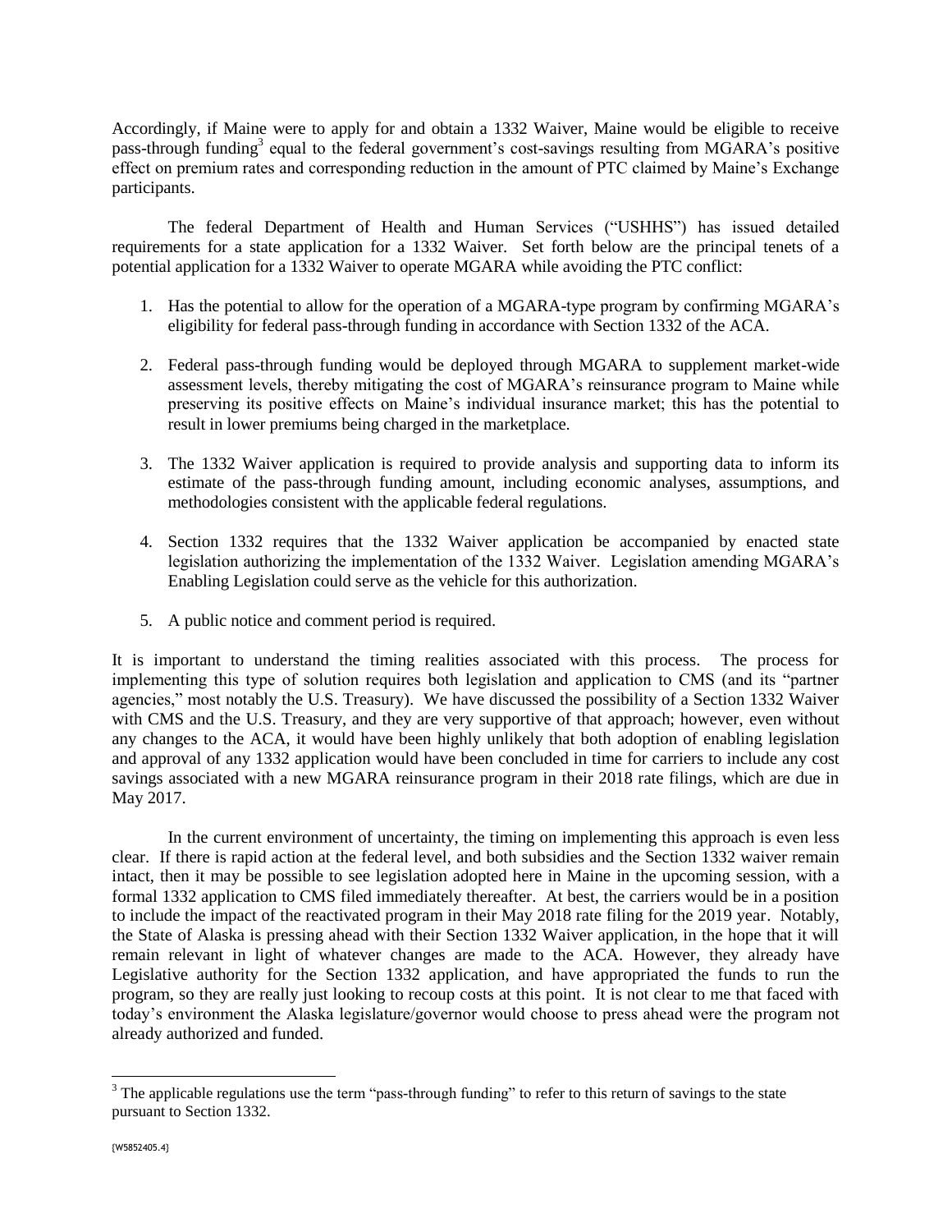Accordingly, if Maine were to apply for and obtain a 1332 Waiver, Maine would be eligible to receive pass-through funding[3] equal to the federal government's cost-savings resulting from MGARA's positive effect on premium rates and corresponding reduction in the amount of PTC claimed by Maine's Exchange participants.

The federal Department of Health and Human Services ("USHHS") has issued detailed requirements for a state application for a 1332 Waiver. Set forth below are the principal tenets of a potential application for a 1332 Waiver to operate MGARA while avoiding the PTC conflict:

1. Has the potential to allow for the operation of a MGARA-type program by confirming MGARA's eligibility for federal pass-through funding in accordance with Section 1332 of the ACA.

2. Federal pass-through funding would be deployed through MGARA to supplement market-wide assessment levels, thereby mitigating the cost of MGARA's reinsurance program to Maine while preserving its positive effects on Maine's individual insurance market; this has the potential to result in lower premiums being charged in the marketplace.

3. The 1332 Waiver application is required to provide analysis and supporting data to inform its estimate of the pass-through funding amount, including economic analyses, assumptions, and methodologies consistent with the applicable federal regulations.

4. Section 1332 requires that the 1332 Waiver application be accompanied by enacted state legislation authorizing the implementation of the 1332 Waiver. Legislation amending MGARA's Enabling Legislation could serve as the vehicle for this authorization.

5. A public notice and comment period is required.

It is important to understand the timing realities associated with this process. The process for implementing this type of solution requires both legislation and application to CMS (and its "partner agencies," most notably the U.S. Treasury). We have discussed the possibility of a Section 1332 Waiver with CMS and the U.S. Treasury, and they are very supportive of that approach; however, even without any changes to the ACA, it would have been highly unlikely that both adoption of enabling legislation and approval of any 1332 application would have been concluded in time for carriers to include any cost savings associated with a new MGARA reinsurance program in their 2018 rate filings, which are due in May 2017.

In the current environment of uncertainty, the timing on implementing this approach is even less clear. If there is rapid action at the federal level, and both subsidies and the Section 1332 waiver remain intact, then it may be possible to see legislation adopted here in Maine in the upcoming session, with a formal 1332 application to CMS filed immediately thereafter. At best, the carriers would be in a position to include the impact of the reactivated program in their May 2018 rate filing for the 2019 year. Notably, the State of Alaska is pressing ahead with their Section 1332 Waiver application, in the hope that it will remain relevant in light of whatever changes are made to the ACA. However, they already have Legislative authority for the Section 1332 application, and have appropriated the funds to run the program, so they are really just looking to recoup costs at this point. It is not clear to me that faced with today's environment the Alaska legislature/governor would choose to press ahead were the program not already authorized and funded.

[3] The applicable regulations use the term "pass-through funding" to refer to this return of savings to the state pursuant to Section 1332.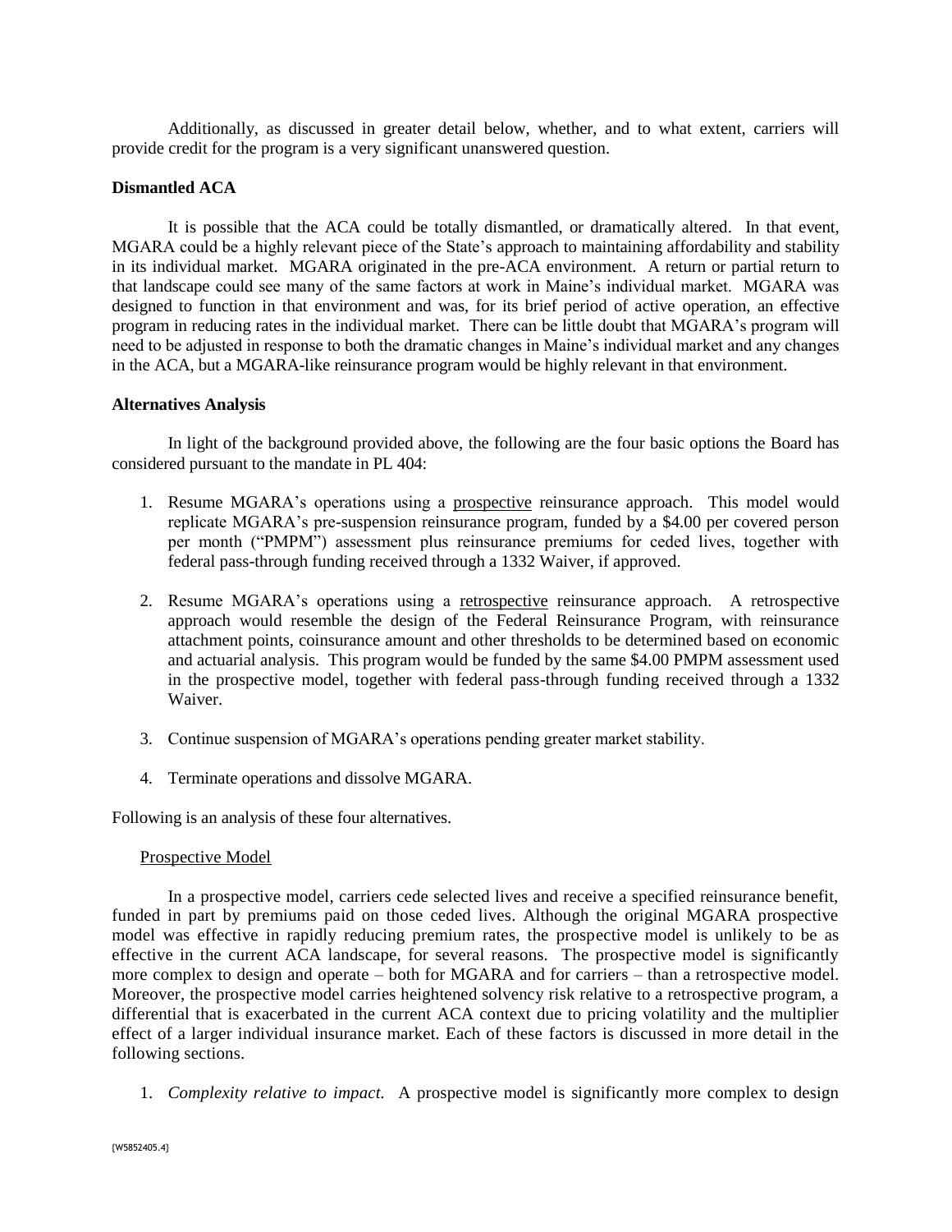Additionally, as discussed in greater detail below, whether, and to what extent, carriers will provide credit for the program is a very significant unanswered question.

**Dismantled ACA**

It is possible that the ACA could be totally dismantled, or dramatically altered. In that event, MGARA could be a highly relevant piece of the State's approach to maintaining affordability and stability in its individual market. MGARA originated in the pre-ACA environment. A return or partial return to that landscape could see many of the same factors at work in Maine's individual market. MGARA was designed to function in that environment and was, for its brief period of active operation, an effective program in reducing rates in the individual market. There can be little doubt that MGARA's program will need to be adjusted in response to both the dramatic changes in Maine's individual market and any changes in the ACA, but a MGARA-like reinsurance program would be highly relevant in that environment.

**Alternatives Analysis**

In light of the background provided above, the following are the four basic options the Board has considered pursuant to the mandate in PL 404:

1. Resume MGARA's operations using a prospective reinsurance approach. This model would replicate MGARA's pre-suspension reinsurance program, funded by a $4.00 per covered person per month ("PMPM") assessment plus reinsurance premiums for ceded lives, together with federal pass-through funding received through a 1332 Waiver, if approved.
2. Resume MGARA's operations using a retrospective reinsurance approach. A retrospective approach would resemble the design of the Federal Reinsurance Program, with reinsurance attachment points, coinsurance amount and other thresholds to be determined based on economic and actuarial analysis. This program would be funded by the same $4.00 PMPM assessment used in the prospective model, together with federal pass-through funding received through a 1332 Waiver.
3. Continue suspension of MGARA's operations pending greater market stability.
4. Terminate operations and dissolve MGARA.

Following is an analysis of these four alternatives.

Prospective Model

In a prospective model, carriers cede selected lives and receive a specified reinsurance benefit, funded in part by premiums paid on those ceded lives. Although the original MGARA prospective model was effective in rapidly reducing premium rates, the prospective model is unlikely to be as effective in the current ACA landscape, for several reasons. The prospective model is significantly more complex to design and operate – both for MGARA and for carriers – than a retrospective model. Moreover, the prospective model carries heightened solvency risk relative to a retrospective program, a differential that is exacerbated in the current ACA context due to pricing volatility and the multiplier effect of a larger individual insurance market. Each of these factors is discussed in more detail in the following sections.

1. *Complexity relative to impact.* A prospective model is significantly more complex to design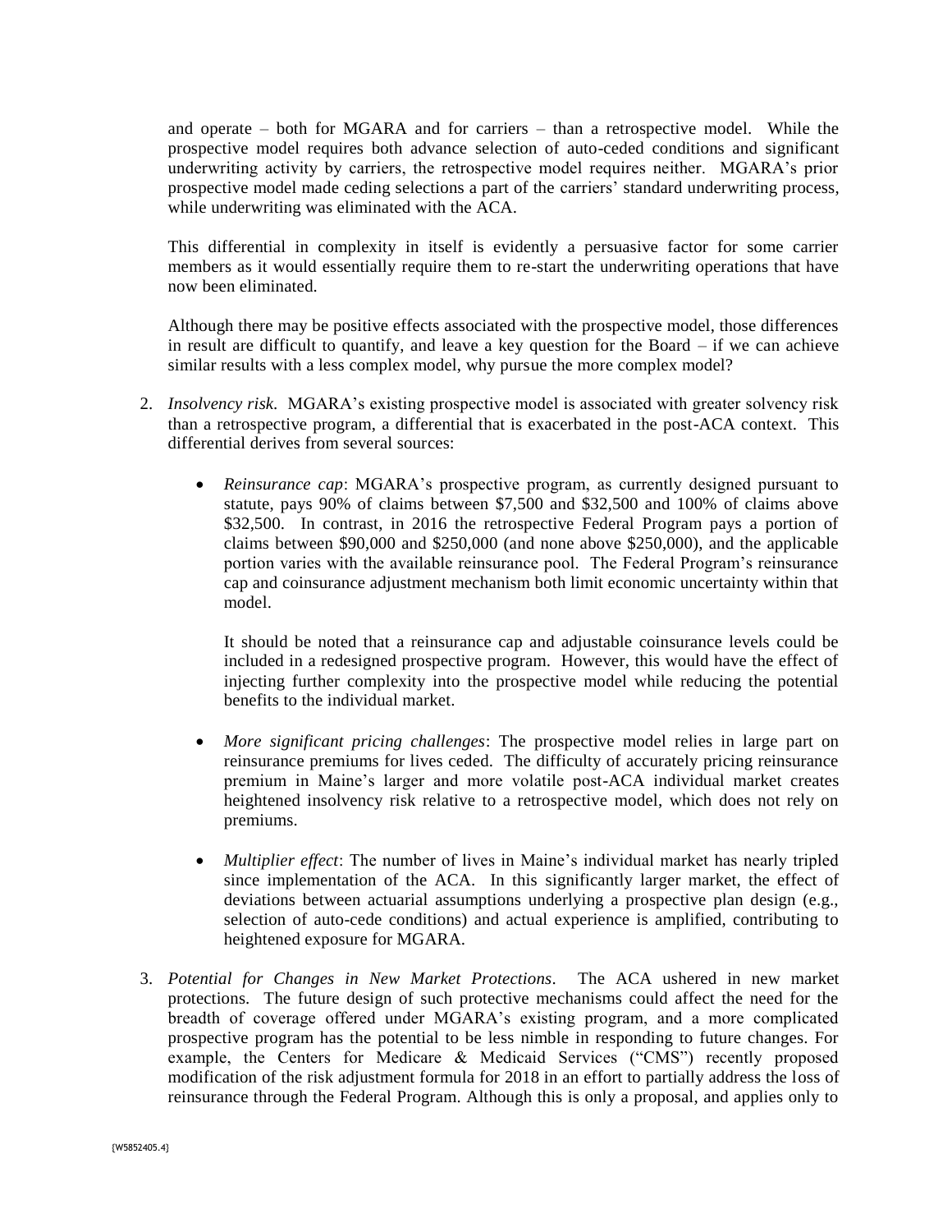and operate – both for MGARA and for carriers – than a retrospective model. While the prospective model requires both advance selection of auto-ceded conditions and significant underwriting activity by carriers, the retrospective model requires neither. MGARA's prior prospective model made ceding selections a part of the carriers' standard underwriting process, while underwriting was eliminated with the ACA.

This differential in complexity in itself is evidently a persuasive factor for some carrier members as it would essentially require them to re-start the underwriting operations that have now been eliminated.

Although there may be positive effects associated with the prospective model, those differences in result are difficult to quantify, and leave a key question for the Board – if we can achieve similar results with a less complex model, why pursue the more complex model?

2. *Insolvency risk.* MGARA's existing prospective model is associated with greater solvency risk than a retrospective program, a differential that is exacerbated in the post-ACA context. This differential derives from several sources:

   - *Reinsurance cap*: MGARA's prospective program, as currently designed pursuant to statute, pays 90% of claims between $7,500 and $32,500 and 100% of claims above $32,500. In contrast, in 2016 the retrospective Federal Program pays a portion of claims between $90,000 and $250,000 (and none above $250,000), and the applicable portion varies with the available reinsurance pool. The Federal Program's reinsurance cap and coinsurance adjustment mechanism both limit economic uncertainty within that model.

     It should be noted that a reinsurance cap and adjustable coinsurance levels could be included in a redesigned prospective program. However, this would have the effect of injecting further complexity into the prospective model while reducing the potential benefits to the individual market.

   - *More significant pricing challenges*: The prospective model relies in large part on reinsurance premiums for lives ceded. The difficulty of accurately pricing reinsurance premium in Maine's larger and more volatile post-ACA individual market creates heightened insolvency risk relative to a retrospective model, which does not rely on premiums.

   - *Multiplier effect*: The number of lives in Maine's individual market has nearly tripled since implementation of the ACA. In this significantly larger market, the effect of deviations between actuarial assumptions underlying a prospective plan design (e.g., selection of auto-cede conditions) and actual experience is amplified, contributing to heightened exposure for MGARA.

3. *Potential for Changes in New Market Protections*. The ACA ushered in new market protections. The future design of such protective mechanisms could affect the need for the breadth of coverage offered under MGARA's existing program, and a more complicated prospective program has the potential to be less nimble in responding to future changes. For example, the Centers for Medicare & Medicaid Services ("CMS") recently proposed modification of the risk adjustment formula for 2018 in an effort to partially address the loss of reinsurance through the Federal Program. Although this is only a proposal, and applies only to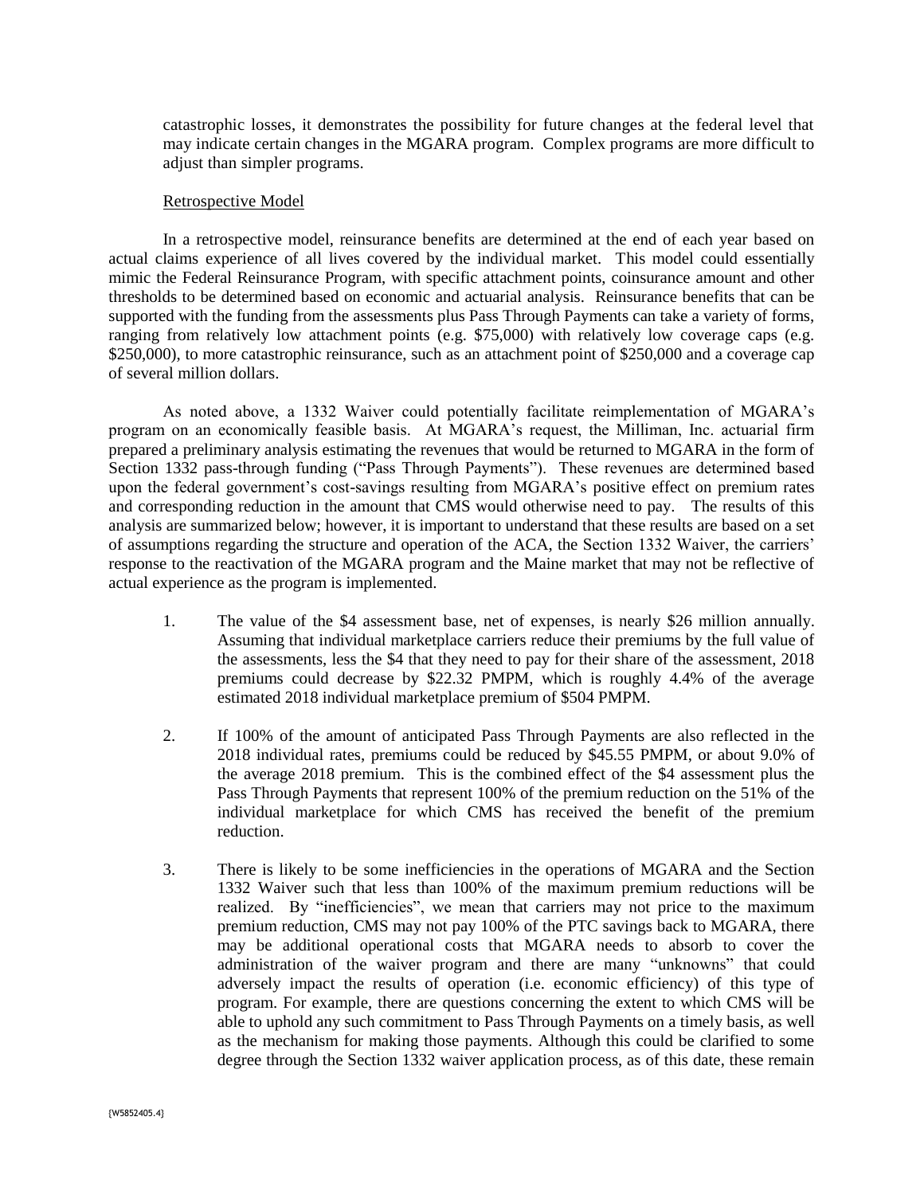catastrophic losses, it demonstrates the possibility for future changes at the federal level that may indicate certain changes in the MGARA program. Complex programs are more difficult to adjust than simpler programs.

Retrospective Model

In a retrospective model, reinsurance benefits are determined at the end of each year based on actual claims experience of all lives covered by the individual market. This model could essentially mimic the Federal Reinsurance Program, with specific attachment points, coinsurance amount and other thresholds to be determined based on economic and actuarial analysis. Reinsurance benefits that can be supported with the funding from the assessments plus Pass Through Payments can take a variety of forms, ranging from relatively low attachment points (e.g. $75,000) with relatively low coverage caps (e.g. $250,000), to more catastrophic reinsurance, such as an attachment point of $250,000 and a coverage cap of several million dollars.

As noted above, a 1332 Waiver could potentially facilitate reimplementation of MGARA's program on an economically feasible basis. At MGARA's request, the Milliman, Inc. actuarial firm prepared a preliminary analysis estimating the revenues that would be returned to MGARA in the form of Section 1332 pass-through funding ("Pass Through Payments"). These revenues are determined based upon the federal government's cost-savings resulting from MGARA's positive effect on premium rates and corresponding reduction in the amount that CMS would otherwise need to pay. The results of this analysis are summarized below; however, it is important to understand that these results are based on a set of assumptions regarding the structure and operation of the ACA, the Section 1332 Waiver, the carriers' response to the reactivation of the MGARA program and the Maine market that may not be reflective of actual experience as the program is implemented.

1. The value of the $4 assessment base, net of expenses, is nearly $26 million annually. Assuming that individual marketplace carriers reduce their premiums by the full value of the assessments, less the $4 that they need to pay for their share of the assessment, 2018 premiums could decrease by $22.32 PMPM, which is roughly 4.4% of the average estimated 2018 individual marketplace premium of $504 PMPM.

2. If 100% of the amount of anticipated Pass Through Payments are also reflected in the 2018 individual rates, premiums could be reduced by $45.55 PMPM, or about 9.0% of the average 2018 premium. This is the combined effect of the $4 assessment plus the Pass Through Payments that represent 100% of the premium reduction on the 51% of the individual marketplace for which CMS has received the benefit of the premium reduction.

3. There is likely to be some inefficiencies in the operations of MGARA and the Section 1332 Waiver such that less than 100% of the maximum premium reductions will be realized. By "inefficiencies", we mean that carriers may not price to the maximum premium reduction, CMS may not pay 100% of the PTC savings back to MGARA, there may be additional operational costs that MGARA needs to absorb to cover the administration of the waiver program and there are many "unknowns" that could adversely impact the results of operation (i.e. economic efficiency) of this type of program. For example, there are questions concerning the extent to which CMS will be able to uphold any such commitment to Pass Through Payments on a timely basis, as well as the mechanism for making those payments. Although this could be clarified to some degree through the Section 1332 waiver application process, as of this date, these remain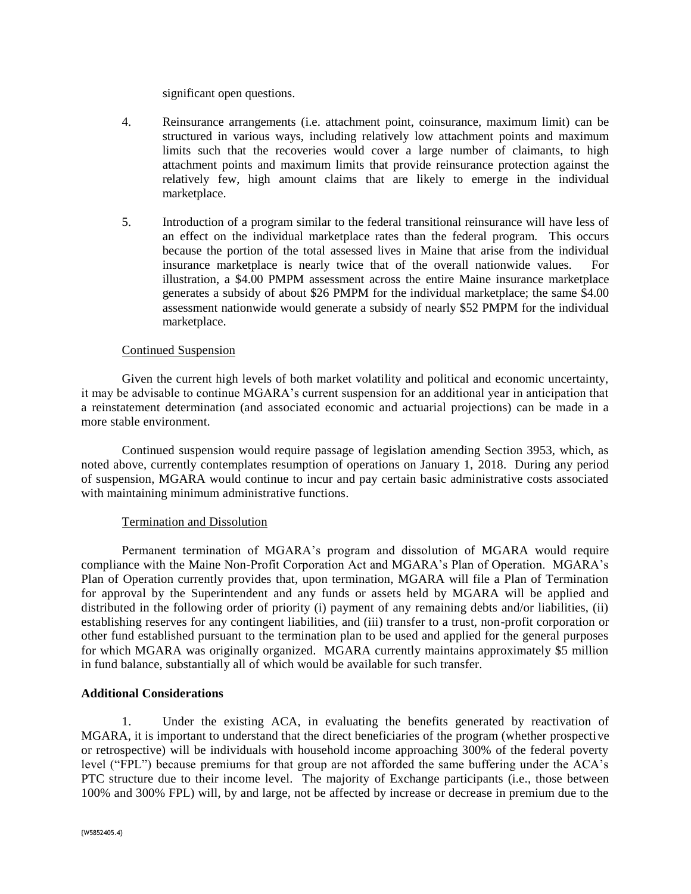significant open questions.

4. Reinsurance arrangements (i.e. attachment point, coinsurance, maximum limit) can be structured in various ways, including relatively low attachment points and maximum limits such that the recoveries would cover a large number of claimants, to high attachment points and maximum limits that provide reinsurance protection against the relatively few, high amount claims that are likely to emerge in the individual marketplace.

5. Introduction of a program similar to the federal transitional reinsurance will have less of an effect on the individual marketplace rates than the federal program. This occurs because the portion of the total assessed lives in Maine that arise from the individual insurance marketplace is nearly twice that of the overall nationwide values. For illustration, a $4.00 PMPM assessment across the entire Maine insurance marketplace generates a subsidy of about $26 PMPM for the individual marketplace; the same $4.00 assessment nationwide would generate a subsidy of nearly $52 PMPM for the individual marketplace.

Continued Suspension

Given the current high levels of both market volatility and political and economic uncertainty, it may be advisable to continue MGARA's current suspension for an additional year in anticipation that a reinstatement determination (and associated economic and actuarial projections) can be made in a more stable environment.

Continued suspension would require passage of legislation amending Section 3953, which, as noted above, currently contemplates resumption of operations on January 1, 2018. During any period of suspension, MGARA would continue to incur and pay certain basic administrative costs associated with maintaining minimum administrative functions.

Termination and Dissolution

Permanent termination of MGARA's program and dissolution of MGARA would require compliance with the Maine Non-Profit Corporation Act and MGARA's Plan of Operation. MGARA's Plan of Operation currently provides that, upon termination, MGARA will file a Plan of Termination for approval by the Superintendent and any funds or assets held by MGARA will be applied and distributed in the following order of priority (i) payment of any remaining debts and/or liabilities, (ii) establishing reserves for any contingent liabilities, and (iii) transfer to a trust, non-profit corporation or other fund established pursuant to the termination plan to be used and applied for the general purposes for which MGARA was originally organized. MGARA currently maintains approximately $5 million in fund balance, substantially all of which would be available for such transfer.

**Additional Considerations**

1. Under the existing ACA, in evaluating the benefits generated by reactivation of MGARA, it is important to understand that the direct beneficiaries of the program (whether prospective or retrospective) will be individuals with household income approaching 300% of the federal poverty level ("FPL") because premiums for that group are not afforded the same buffering under the ACA's PTC structure due to their income level. The majority of Exchange participants (i.e., those between 100% and 300% FPL) will, by and large, not be affected by increase or decrease in premium due to the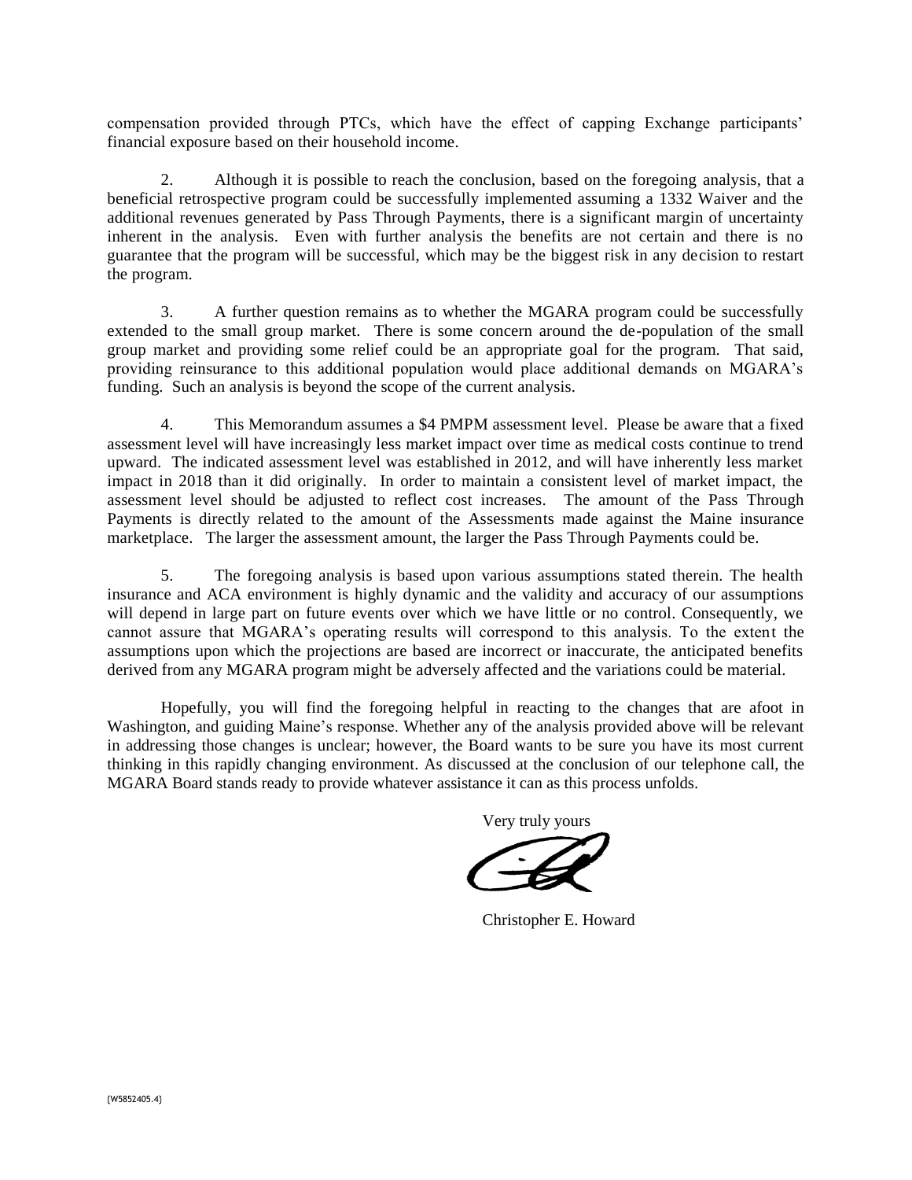compensation provided through PTCs, which have the effect of capping Exchange participants' financial exposure based on their household income.

2. Although it is possible to reach the conclusion, based on the foregoing analysis, that a beneficial retrospective program could be successfully implemented assuming a 1332 Waiver and the additional revenues generated by Pass Through Payments, there is a significant margin of uncertainty inherent in the analysis. Even with further analysis the benefits are not certain and there is no guarantee that the program will be successful, which may be the biggest risk in any decision to restart the program.

3. A further question remains as to whether the MGARA program could be successfully extended to the small group market. There is some concern around the de-population of the small group market and providing some relief could be an appropriate goal for the program. That said, providing reinsurance to this additional population would place additional demands on MGARA's funding. Such an analysis is beyond the scope of the current analysis.

4. This Memorandum assumes a $4 PMPM assessment level. Please be aware that a fixed assessment level will have increasingly less market impact over time as medical costs continue to trend upward. The indicated assessment level was established in 2012, and will have inherently less market impact in 2018 than it did originally. In order to maintain a consistent level of market impact, the assessment level should be adjusted to reflect cost increases. The amount of the Pass Through Payments is directly related to the amount of the Assessments made against the Maine insurance marketplace. The larger the assessment amount, the larger the Pass Through Payments could be.

5. The foregoing analysis is based upon various assumptions stated therein. The health insurance and ACA environment is highly dynamic and the validity and accuracy of our assumptions will depend in large part on future events over which we have little or no control. Consequently, we cannot assure that MGARA's operating results will correspond to this analysis. To the extent the assumptions upon which the projections are based are incorrect or inaccurate, the anticipated benefits derived from any MGARA program might be adversely affected and the variations could be material.

Hopefully, you will find the foregoing helpful in reacting to the changes that are afoot in Washington, and guiding Maine's response. Whether any of the analysis provided above will be relevant in addressing those changes is unclear; however, the Board wants to be sure you have its most current thinking in this rapidly changing environment. As discussed at the conclusion of our telephone call, the MGARA Board stands ready to provide whatever assistance it can as this process unfolds.

Very truly yours

Christopher E. Howard

{W5852405.4}